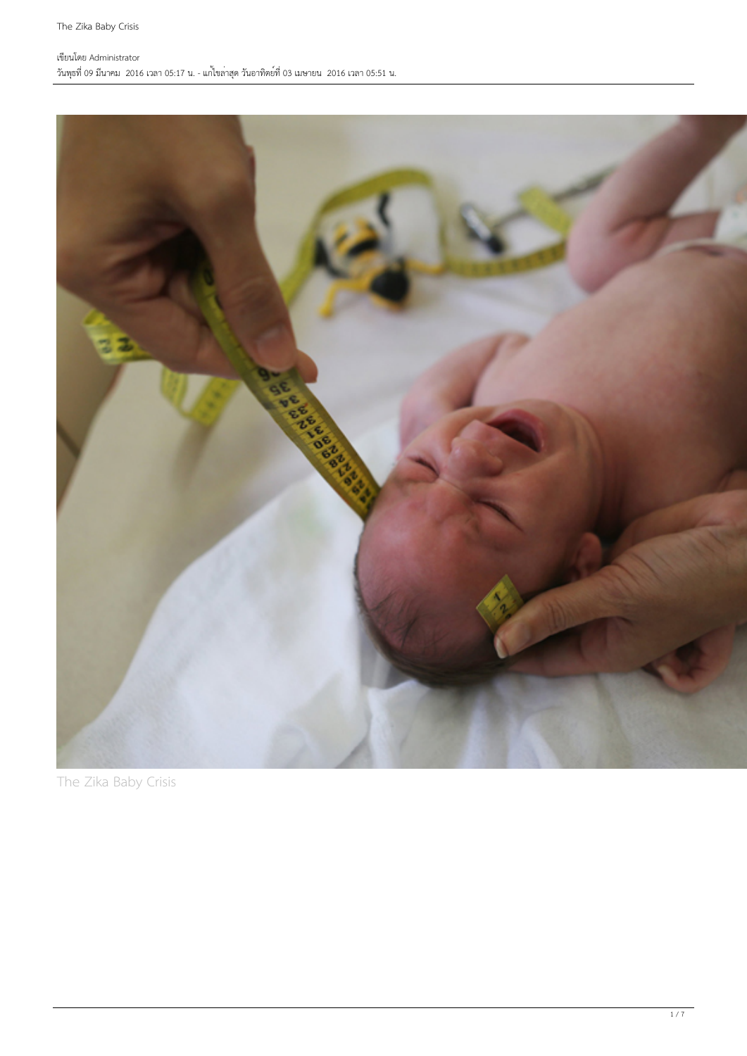The Zika Baby Crisis

เขียนโดย Administrator
วันพุธที่ 09 มีนาคม 2016 เวลา 05:17 น. - แก้ไขล่าสุด วันอาทิตย์ที่ 03 เมษายน 2016 เวลา 05:51 น.

The Zika Baby Crisis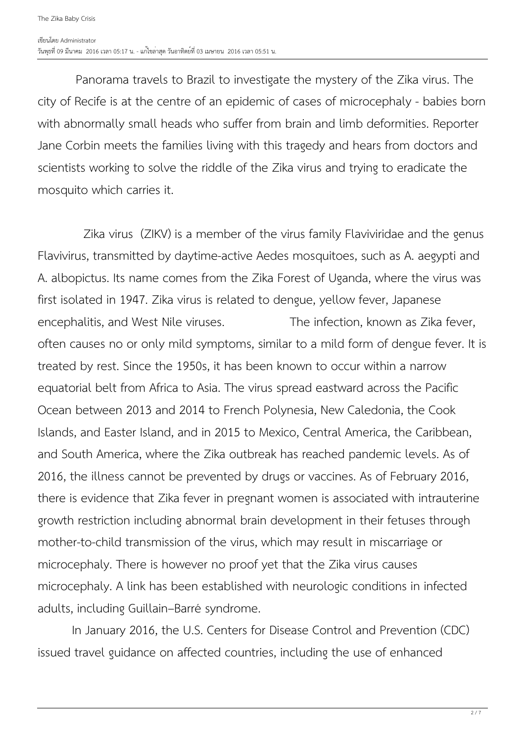Panorama travels to Brazil to investigate the mystery of the Zika virus. The city of Recife is at the centre of an epidemic of cases of microcephaly - babies born with abnormally small heads who suffer from brain and limb deformities. Reporter Jane Corbin meets the families living with this tragedy and hears from doctors and scientists working to solve the riddle of the Zika virus and trying to eradicate the mosquito which carries it.

Zika virus (ZIKV) is a member of the virus family Flaviviridae and the genus Flavivirus, transmitted by daytime-active Aedes mosquitoes, such as A. aegypti and A. albopictus. Its name comes from the Zika Forest of Uganda, where the virus was first isolated in 1947. Zika virus is related to dengue, yellow fever, Japanese encephalitis, and West Nile viruses. The infection, known as Zika fever, often causes no or only mild symptoms, similar to a mild form of dengue fever. It is treated by rest. Since the 1950s, it has been known to occur within a narrow equatorial belt from Africa to Asia. The virus spread eastward across the Pacific Ocean between 2013 and 2014 to French Polynesia, New Caledonia, the Cook Islands, and Easter Island, and in 2015 to Mexico, Central America, the Caribbean, and South America, where the Zika outbreak has reached pandemic levels. As of 2016, the illness cannot be prevented by drugs or vaccines. As of February 2016, there is evidence that Zika fever in pregnant women is associated with intrauterine growth restriction including abnormal brain development in their fetuses through mother-to-child transmission of the virus, which may result in miscarriage or microcephaly. There is however no proof yet that the Zika virus causes microcephaly. A link has been established with neurologic conditions in infected adults, including Guillain–Barré syndrome.

In January 2016, the U.S. Centers for Disease Control and Prevention (CDC) issued travel guidance on affected countries, including the use of enhanced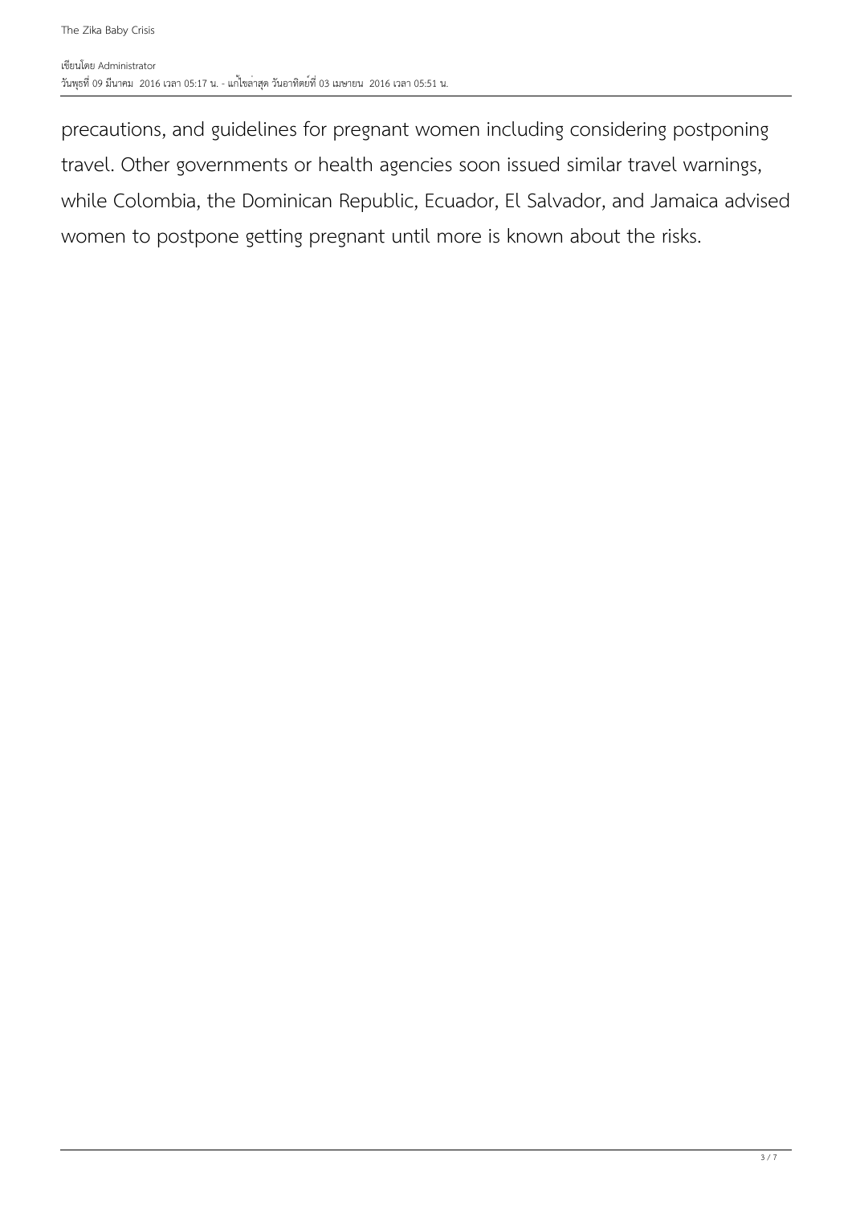precautions, and guidelines for pregnant women including considering postponing travel. Other governments or health agencies soon issued similar travel warnings, while Colombia, the Dominican Republic, Ecuador, El Salvador, and Jamaica advised women to postpone getting pregnant until more is known about the risks.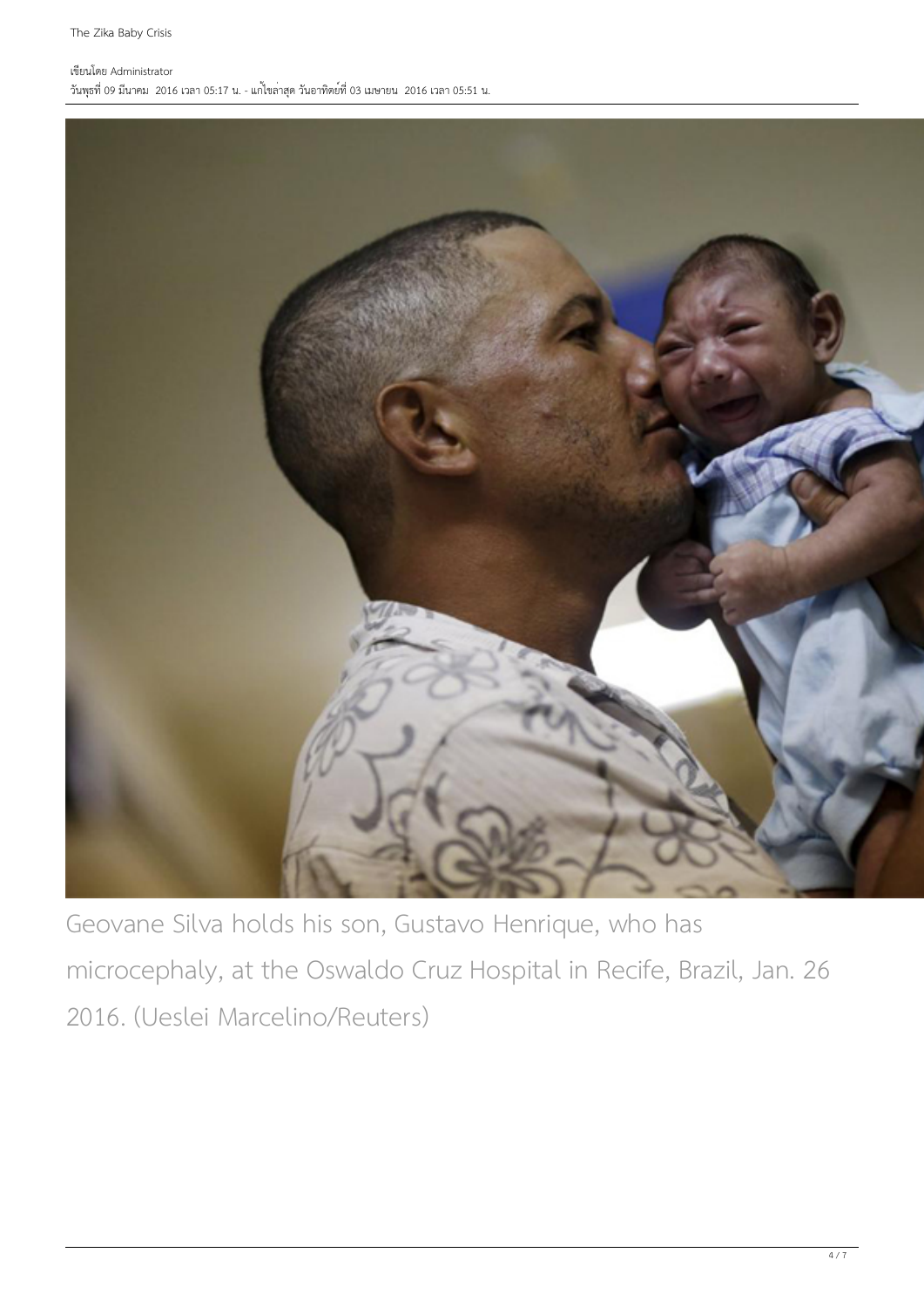Geovane Silva holds his son, Gustavo Henrique, who has microcephaly, at the Oswaldo Cruz Hospital in Recife, Brazil, Jan. 26 2016. (Ueslei Marcelino/Reuters)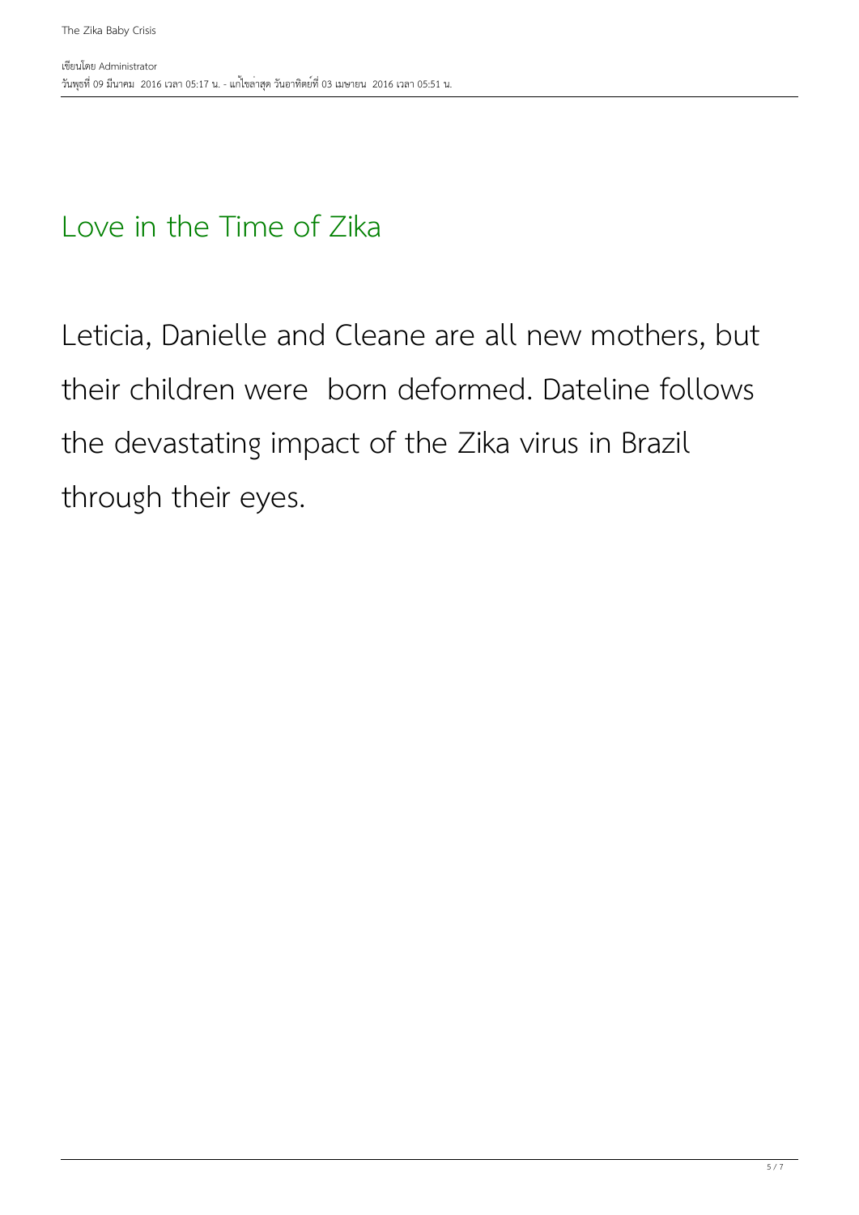## Love in the Time of Zika

Leticia, Danielle and Cleane are all new mothers, but their children were  born deformed. Dateline follows the devastating impact of the Zika virus in Brazil through their eyes.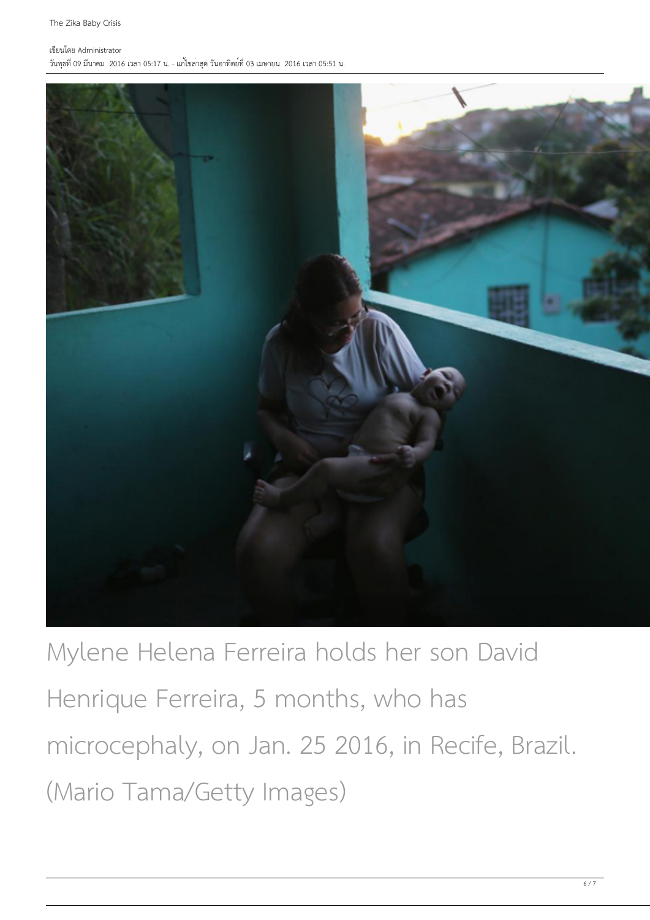Mylene Helena Ferreira holds her son David Henrique Ferreira, 5 months, who has microcephaly, on Jan. 25 2016, in Recife, Brazil. (Mario Tama/Getty Images)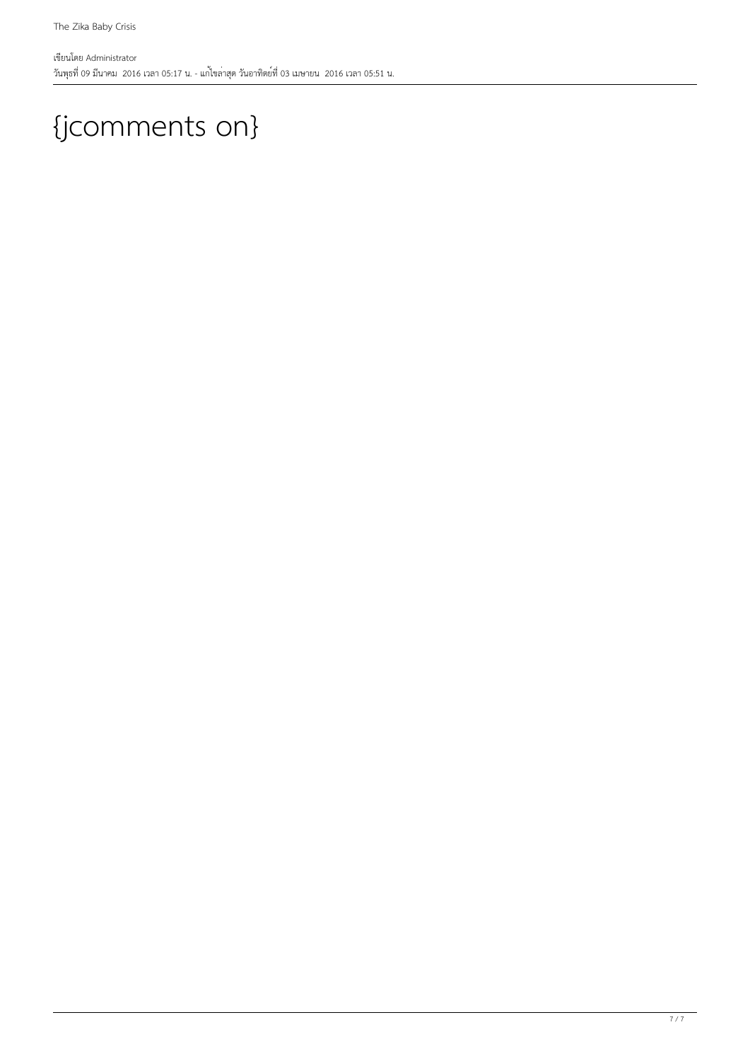{jcomments on}